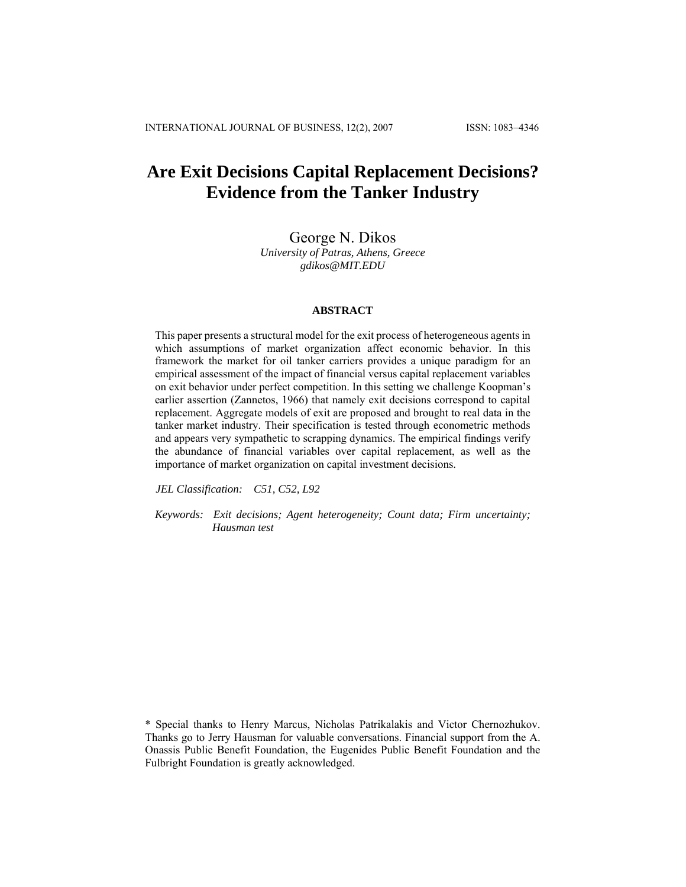# Are Exit Decisions Capital Replacement Decisions? Evidence from the Tanker Industry

George N. Dikos
*University of Patras, Athens, Greece*
*gdikos@MIT.EDU*

## ABSTRACT

This paper presents a structural model for the exit process of heterogeneous agents in which assumptions of market organization affect economic behavior. In this framework the market for oil tanker carriers provides a unique paradigm for an empirical assessment of the impact of financial versus capital replacement variables on exit behavior under perfect competition. In this setting we challenge Koopman's earlier assertion (Zannetos, 1966) that namely exit decisions correspond to capital replacement. Aggregate models of exit are proposed and brought to real data in the tanker market industry. Their specification is tested through econometric methods and appears very sympathetic to scrapping dynamics. The empirical findings verify the abundance of financial variables over capital replacement, as well as the importance of market organization on capital investment decisions.

*JEL Classification:* *C51, C52, L92*

*Keywords:* *Exit decisions; Agent heterogeneity; Count data; Firm uncertainty; Hausman test*

* Special thanks to Henry Marcus, Nicholas Patrikalakis and Victor Chernozhukov. Thanks go to Jerry Hausman for valuable conversations. Financial support from the A. Onassis Public Benefit Foundation, the Eugenides Public Benefit Foundation and the Fulbright Foundation is greatly acknowledged.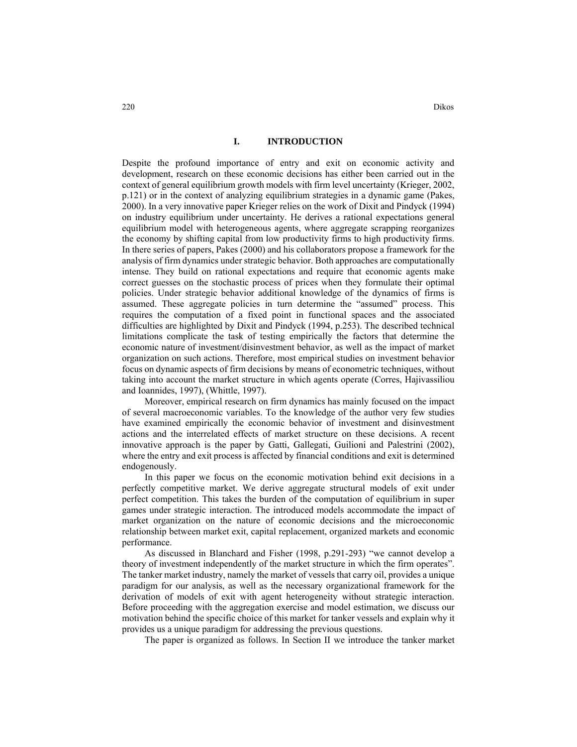## I. INTRODUCTION

Despite the profound importance of entry and exit on economic activity and development, research on these economic decisions has either been carried out in the context of general equilibrium growth models with firm level uncertainty (Krieger, 2002, p.121) or in the context of analyzing equilibrium strategies in a dynamic game (Pakes, 2000). In a very innovative paper Krieger relies on the work of Dixit and Pindyck (1994) on industry equilibrium under uncertainty. He derives a rational expectations general equilibrium model with heterogeneous agents, where aggregate scrapping reorganizes the economy by shifting capital from low productivity firms to high productivity firms. In there series of papers, Pakes (2000) and his collaborators propose a framework for the analysis of firm dynamics under strategic behavior. Both approaches are computationally intense. They build on rational expectations and require that economic agents make correct guesses on the stochastic process of prices when they formulate their optimal policies. Under strategic behavior additional knowledge of the dynamics of firms is assumed. These aggregate policies in turn determine the "assumed" process. This requires the computation of a fixed point in functional spaces and the associated difficulties are highlighted by Dixit and Pindyck (1994, p.253). The described technical limitations complicate the task of testing empirically the factors that determine the economic nature of investment/disinvestment behavior, as well as the impact of market organization on such actions. Therefore, most empirical studies on investment behavior focus on dynamic aspects of firm decisions by means of econometric techniques, without taking into account the market structure in which agents operate (Corres, Hajivassiliou and Ioannides, 1997), (Whittle, 1997).

Moreover, empirical research on firm dynamics has mainly focused on the impact of several macroeconomic variables. To the knowledge of the author very few studies have examined empirically the economic behavior of investment and disinvestment actions and the interrelated effects of market structure on these decisions. A recent innovative approach is the paper by Gatti, Gallegati, Guilioni and Palestrini (2002), where the entry and exit process is affected by financial conditions and exit is determined endogenously.

In this paper we focus on the economic motivation behind exit decisions in a perfectly competitive market. We derive aggregate structural models of exit under perfect competition. This takes the burden of the computation of equilibrium in super games under strategic interaction. The introduced models accommodate the impact of market organization on the nature of economic decisions and the microeconomic relationship between market exit, capital replacement, organized markets and economic performance.

As discussed in Blanchard and Fisher (1998, p.291-293) "we cannot develop a theory of investment independently of the market structure in which the firm operates". The tanker market industry, namely the market of vessels that carry oil, provides a unique paradigm for our analysis, as well as the necessary organizational framework for the derivation of models of exit with agent heterogeneity without strategic interaction. Before proceeding with the aggregation exercise and model estimation, we discuss our motivation behind the specific choice of this market for tanker vessels and explain why it provides us a unique paradigm for addressing the previous questions.

The paper is organized as follows. In Section II we introduce the tanker market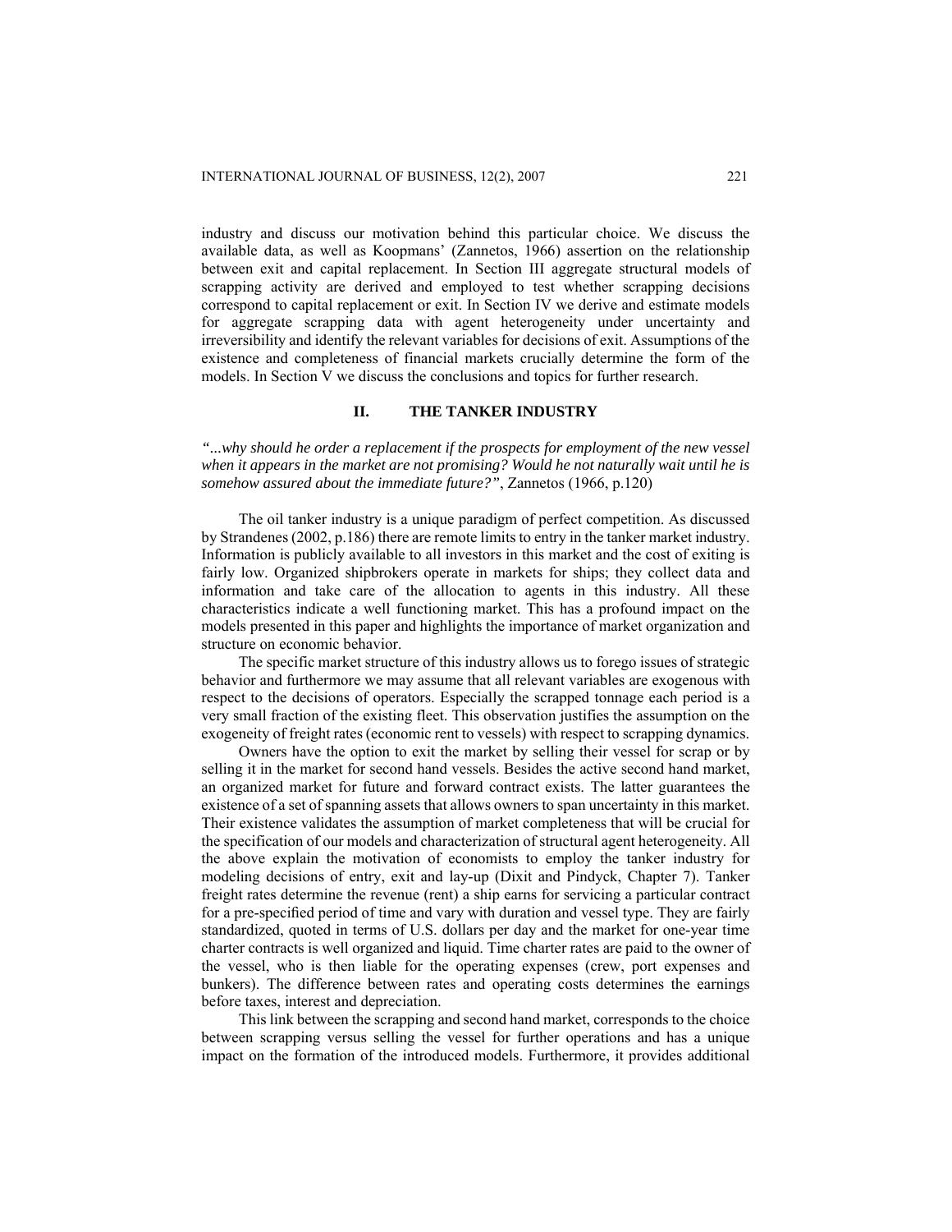industry and discuss our motivation behind this particular choice. We discuss the available data, as well as Koopmans' (Zannetos, 1966) assertion on the relationship between exit and capital replacement. In Section III aggregate structural models of scrapping activity are derived and employed to test whether scrapping decisions correspond to capital replacement or exit. In Section IV we derive and estimate models for aggregate scrapping data with agent heterogeneity under uncertainty and irreversibility and identify the relevant variables for decisions of exit. Assumptions of the existence and completeness of financial markets crucially determine the form of the models. In Section V we discuss the conclusions and topics for further research.

## II. THE TANKER INDUSTRY

*"...why should he order a replacement if the prospects for employment of the new vessel when it appears in the market are not promising? Would he not naturally wait until he is somehow assured about the immediate future?"*, Zannetos (1966, p.120)

The oil tanker industry is a unique paradigm of perfect competition. As discussed by Strandenes (2002, p.186) there are remote limits to entry in the tanker market industry. Information is publicly available to all investors in this market and the cost of exiting is fairly low. Organized shipbrokers operate in markets for ships; they collect data and information and take care of the allocation to agents in this industry. All these characteristics indicate a well functioning market. This has a profound impact on the models presented in this paper and highlights the importance of market organization and structure on economic behavior.

The specific market structure of this industry allows us to forego issues of strategic behavior and furthermore we may assume that all relevant variables are exogenous with respect to the decisions of operators. Especially the scrapped tonnage each period is a very small fraction of the existing fleet. This observation justifies the assumption on the exogeneity of freight rates (economic rent to vessels) with respect to scrapping dynamics.

Owners have the option to exit the market by selling their vessel for scrap or by selling it in the market for second hand vessels. Besides the active second hand market, an organized market for future and forward contract exists. The latter guarantees the existence of a set of spanning assets that allows owners to span uncertainty in this market. Their existence validates the assumption of market completeness that will be crucial for the specification of our models and characterization of structural agent heterogeneity. All the above explain the motivation of economists to employ the tanker industry for modeling decisions of entry, exit and lay-up (Dixit and Pindyck, Chapter 7). Tanker freight rates determine the revenue (rent) a ship earns for servicing a particular contract for a pre-specified period of time and vary with duration and vessel type. They are fairly standardized, quoted in terms of U.S. dollars per day and the market for one-year time charter contracts is well organized and liquid. Time charter rates are paid to the owner of the vessel, who is then liable for the operating expenses (crew, port expenses and bunkers). The difference between rates and operating costs determines the earnings before taxes, interest and depreciation.

This link between the scrapping and second hand market, corresponds to the choice between scrapping versus selling the vessel for further operations and has a unique impact on the formation of the introduced models. Furthermore, it provides additional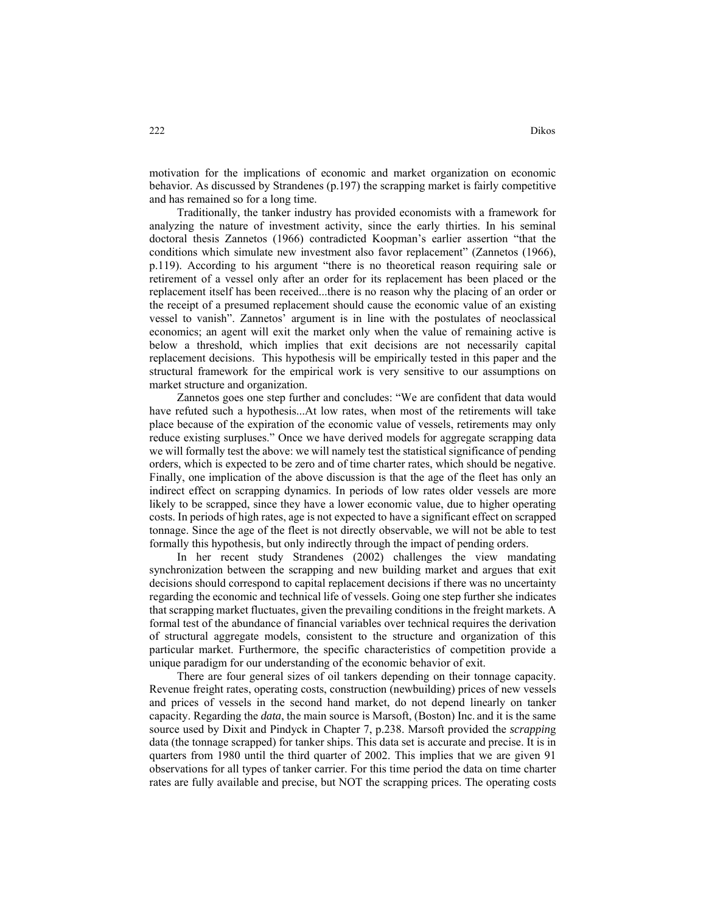motivation for the implications of economic and market organization on economic behavior. As discussed by Strandenes (p.197) the scrapping market is fairly competitive and has remained so for a long time.

Traditionally, the tanker industry has provided economists with a framework for analyzing the nature of investment activity, since the early thirties. In his seminal doctoral thesis Zannetos (1966) contradicted Koopman's earlier assertion "that the conditions which simulate new investment also favor replacement" (Zannetos (1966), p.119). According to his argument "there is no theoretical reason requiring sale or retirement of a vessel only after an order for its replacement has been placed or the replacement itself has been received...there is no reason why the placing of an order or the receipt of a presumed replacement should cause the economic value of an existing vessel to vanish". Zannetos' argument is in line with the postulates of neoclassical economics; an agent will exit the market only when the value of remaining active is below a threshold, which implies that exit decisions are not necessarily capital replacement decisions. This hypothesis will be empirically tested in this paper and the structural framework for the empirical work is very sensitive to our assumptions on market structure and organization.

Zannetos goes one step further and concludes: "We are confident that data would have refuted such a hypothesis...At low rates, when most of the retirements will take place because of the expiration of the economic value of vessels, retirements may only reduce existing surpluses." Once we have derived models for aggregate scrapping data we will formally test the above: we will namely test the statistical significance of pending orders, which is expected to be zero and of time charter rates, which should be negative. Finally, one implication of the above discussion is that the age of the fleet has only an indirect effect on scrapping dynamics. In periods of low rates older vessels are more likely to be scrapped, since they have a lower economic value, due to higher operating costs. In periods of high rates, age is not expected to have a significant effect on scrapped tonnage. Since the age of the fleet is not directly observable, we will not be able to test formally this hypothesis, but only indirectly through the impact of pending orders.

In her recent study Strandenes (2002) challenges the view mandating synchronization between the scrapping and new building market and argues that exit decisions should correspond to capital replacement decisions if there was no uncertainty regarding the economic and technical life of vessels. Going one step further she indicates that scrapping market fluctuates, given the prevailing conditions in the freight markets. A formal test of the abundance of financial variables over technical requires the derivation of structural aggregate models, consistent to the structure and organization of this particular market. Furthermore, the specific characteristics of competition provide a unique paradigm for our understanding of the economic behavior of exit.

There are four general sizes of oil tankers depending on their tonnage capacity. Revenue freight rates, operating costs, construction (newbuilding) prices of new vessels and prices of vessels in the second hand market, do not depend linearly on tanker capacity. Regarding the *data*, the main source is Marsoft, (Boston) Inc. and it is the same source used by Dixit and Pindyck in Chapter 7, p.238. Marsoft provided the *scrapping* data (the tonnage scrapped) for tanker ships. This data set is accurate and precise. It is in quarters from 1980 until the third quarter of 2002. This implies that we are given 91 observations for all types of tanker carrier. For this time period the data on time charter rates are fully available and precise, but NOT the scrapping prices. The operating costs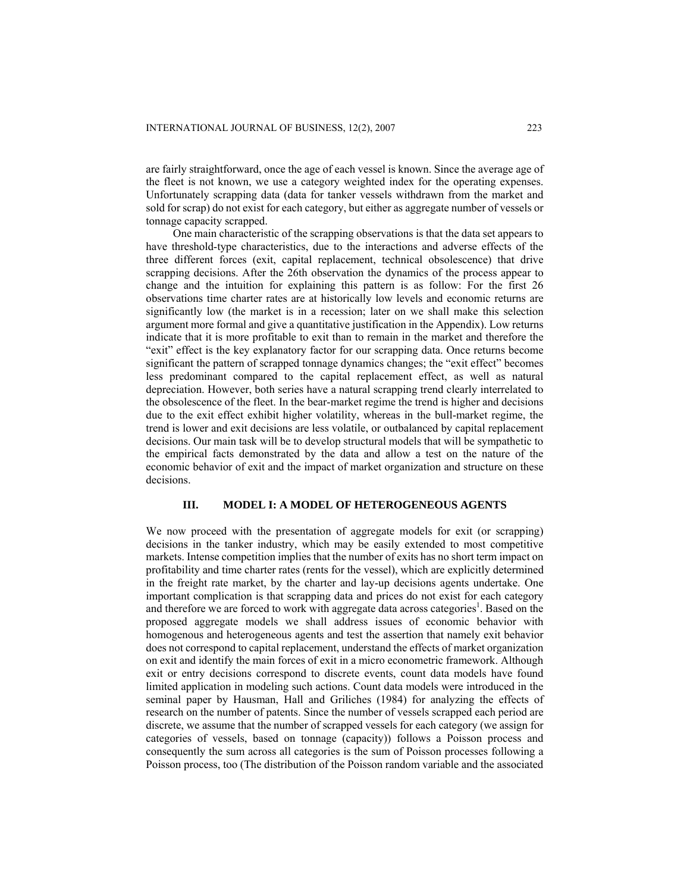are fairly straightforward, once the age of each vessel is known. Since the average age of the fleet is not known, we use a category weighted index for the operating expenses. Unfortunately scrapping data (data for tanker vessels withdrawn from the market and sold for scrap) do not exist for each category, but either as aggregate number of vessels or tonnage capacity scrapped.

One main characteristic of the scrapping observations is that the data set appears to have threshold-type characteristics, due to the interactions and adverse effects of the three different forces (exit, capital replacement, technical obsolescence) that drive scrapping decisions. After the 26th observation the dynamics of the process appear to change and the intuition for explaining this pattern is as follow: For the first 26 observations time charter rates are at historically low levels and economic returns are significantly low (the market is in a recession; later on we shall make this selection argument more formal and give a quantitative justification in the Appendix). Low returns indicate that it is more profitable to exit than to remain in the market and therefore the "exit" effect is the key explanatory factor for our scrapping data. Once returns become significant the pattern of scrapped tonnage dynamics changes; the "exit effect" becomes less predominant compared to the capital replacement effect, as well as natural depreciation. However, both series have a natural scrapping trend clearly interrelated to the obsolescence of the fleet. In the bear-market regime the trend is higher and decisions due to the exit effect exhibit higher volatility, whereas in the bull-market regime, the trend is lower and exit decisions are less volatile, or outbalanced by capital replacement decisions. Our main task will be to develop structural models that will be sympathetic to the empirical facts demonstrated by the data and allow a test on the nature of the economic behavior of exit and the impact of market organization and structure on these decisions.

## III. MODEL I: A MODEL OF HETEROGENEOUS AGENTS

We now proceed with the presentation of aggregate models for exit (or scrapping) decisions in the tanker industry, which may be easily extended to most competitive markets. Intense competition implies that the number of exits has no short term impact on profitability and time charter rates (rents for the vessel), which are explicitly determined in the freight rate market, by the charter and lay-up decisions agents undertake. One important complication is that scrapping data and prices do not exist for each category and therefore we are forced to work with aggregate data across categories[1]. Based on the proposed aggregate models we shall address issues of economic behavior with homogenous and heterogeneous agents and test the assertion that namely exit behavior does not correspond to capital replacement, understand the effects of market organization on exit and identify the main forces of exit in a micro econometric framework. Although exit or entry decisions correspond to discrete events, count data models have found limited application in modeling such actions. Count data models were introduced in the seminal paper by Hausman, Hall and Griliches (1984) for analyzing the effects of research on the number of patents. Since the number of vessels scrapped each period are discrete, we assume that the number of scrapped vessels for each category (we assign for categories of vessels, based on tonnage (capacity)) follows a Poisson process and consequently the sum across all categories is the sum of Poisson processes following a Poisson process, too (The distribution of the Poisson random variable and the associated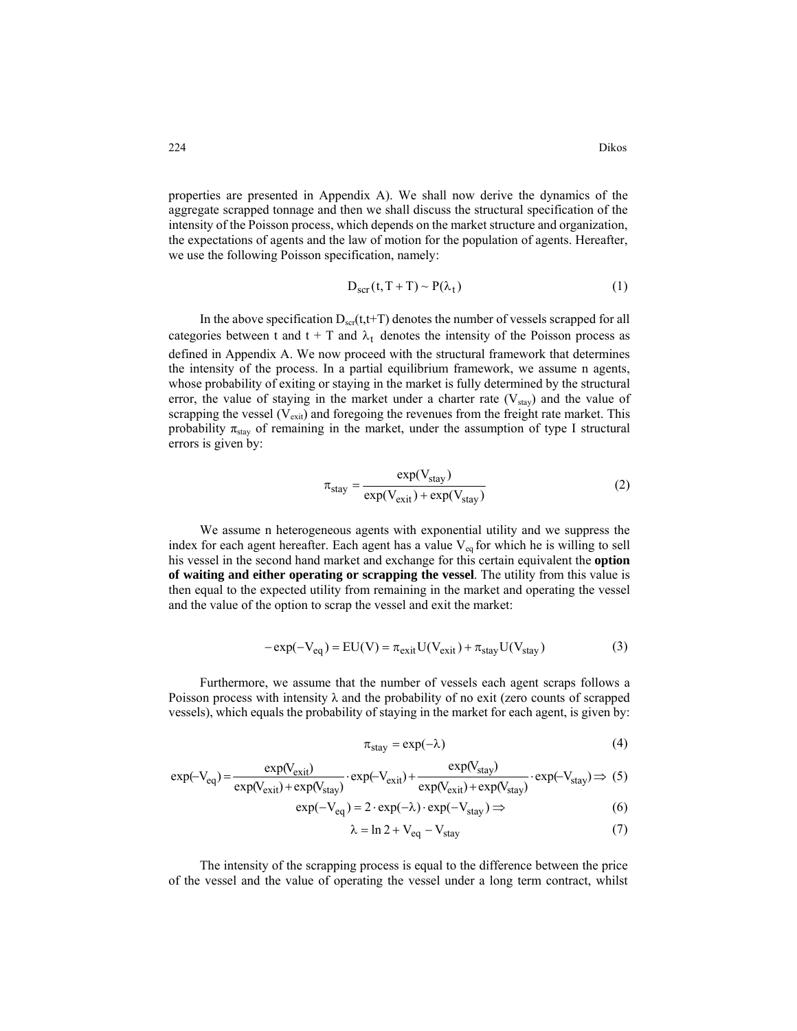properties are presented in Appendix A). We shall now derive the dynamics of the aggregate scrapped tonnage and then we shall discuss the structural specification of the intensity of the Poisson process, which depends on the market structure and organization, the expectations of agents and the law of motion for the population of agents. Hereafter, we use the following Poisson specification, namely:

$$D_{scr}(t, T+T) \sim P(\lambda_t) \tag{1}$$

In the above specification $D_{scr}(t,t+T)$ denotes the number of vessels scrapped for all categories between t and t + T and $\lambda_t$ denotes the intensity of the Poisson process as defined in Appendix A. We now proceed with the structural framework that determines the intensity of the process. In a partial equilibrium framework, we assume n agents, whose probability of exiting or staying in the market is fully determined by the structural error, the value of staying in the market under a charter rate ($V_{stay}$) and the value of scrapping the vessel ($V_{exit}$) and foregoing the revenues from the freight rate market. This probability $\pi_{stay}$ of remaining in the market, under the assumption of type I structural errors is given by:

$$\pi_{stay} = \frac{\exp(V_{stay})}{\exp(V_{exit}) + \exp(V_{stay})} \tag{2}$$

We assume n heterogeneous agents with exponential utility and we suppress the index for each agent hereafter. Each agent has a value $V_{eq}$ for which he is willing to sell his vessel in the second hand market and exchange for this certain equivalent the **option of waiting and either operating or scrapping the vessel**. The utility from this value is then equal to the expected utility from remaining in the market and operating the vessel and the value of the option to scrap the vessel and exit the market:

$$-\exp(-V_{eq}) = EU(V) = \pi_{exit} U(V_{exit}) + \pi_{stay} U(V_{stay}) \tag{3}$$

Furthermore, we assume that the number of vessels each agent scraps follows a Poisson process with intensity $\lambda$ and the probability of no exit (zero counts of scrapped vessels), which equals the probability of staying in the market for each agent, is given by:

$$\pi_{stay} = \exp(-\lambda) \tag{4}$$

$$\exp(-V_{eq}) = \frac{\exp(V_{exit})}{\exp(V_{exit}) + \exp(V_{stay})} \cdot \exp(-V_{exit}) + \frac{\exp(V_{stay})}{\exp(V_{exit}) + \exp(V_{stay})} \cdot \exp(-V_{stay}) \Rightarrow \tag{5}$$

$$\exp(-V_{eq}) = 2 \cdot \exp(-\lambda) \cdot \exp(-V_{stay}) \Rightarrow \tag{6}$$

$$\lambda = \ln 2 + V_{eq} - V_{stay} \tag{7}$$

The intensity of the scrapping process is equal to the difference between the price of the vessel and the value of operating the vessel under a long term contract, whilst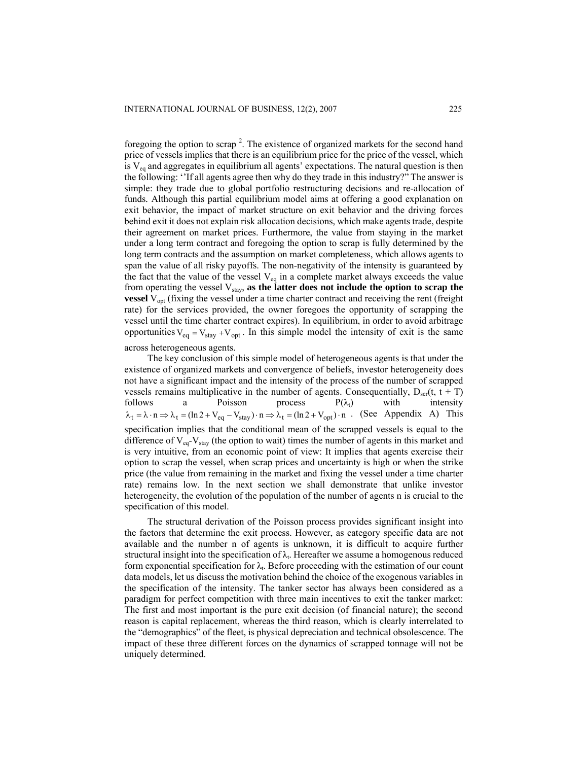foregoing the option to scrap [2]. The existence of organized markets for the second hand price of vessels implies that there is an equilibrium price for the price of the vessel, which is $V_{eq}$ and aggregates in equilibrium all agents' expectations. The natural question is then the following: ''If all agents agree then why do they trade in this industry?" The answer is simple: they trade due to global portfolio restructuring decisions and re-allocation of funds. Although this partial equilibrium model aims at offering a good explanation on exit behavior, the impact of market structure on exit behavior and the driving forces behind exit it does not explain risk allocation decisions, which make agents trade, despite their agreement on market prices. Furthermore, the value from staying in the market under a long term contract and foregoing the option to scrap is fully determined by the long term contracts and the assumption on market completeness, which allows agents to span the value of all risky payoffs. The non-negativity of the intensity is guaranteed by the fact that the value of the vessel $V_{eq}$ in a complete market always exceeds the value from operating the vessel $V_{stay}$, **as the latter does not include the option to scrap the vessel** $V_{opt}$ (fixing the vessel under a time charter contract and receiving the rent (freight rate) for the services provided, the owner foregoes the opportunity of scrapping the vessel until the time charter contract expires). In equilibrium, in order to avoid arbitrage opportunities $V_{eq} = V_{stay} + V_{opt}$. In this simple model the intensity of exit is the same across heterogeneous agents.

The key conclusion of this simple model of heterogeneous agents is that under the existence of organized markets and convergence of beliefs, investor heterogeneity does not have a significant impact and the intensity of the process of the number of scrapped vessels remains multiplicative in the number of agents. Consequentially, $D_{scr}(t, t + T)$ follows a Poisson process $P(\lambda_t)$ with intensity $\lambda_t = \lambda \cdot n \Rightarrow \lambda_t = (\ln 2 + V_{eq} - V_{stay}) \cdot n \Rightarrow \lambda_t = (\ln 2 + V_{opt}) \cdot n$. (See Appendix A) This specification implies that the conditional mean of the scrapped vessels is equal to the difference of $V_{eq}$-$V_{stay}$ (the option to wait) times the number of agents in this market and is very intuitive, from an economic point of view: It implies that agents exercise their option to scrap the vessel, when scrap prices and uncertainty is high or when the strike price (the value from remaining in the market and fixing the vessel under a time charter rate) remains low. In the next section we shall demonstrate that unlike investor heterogeneity, the evolution of the population of the number of agents n is crucial to the specification of this model.

The structural derivation of the Poisson process provides significant insight into the factors that determine the exit process. However, as category specific data are not available and the number n of agents is unknown, it is difficult to acquire further structural insight into the specification of $\lambda_t$. Hereafter we assume a homogenous reduced form exponential specification for $\lambda_t$. Before proceeding with the estimation of our count data models, let us discuss the motivation behind the choice of the exogenous variables in the specification of the intensity. The tanker sector has always been considered as a paradigm for perfect competition with three main incentives to exit the tanker market: The first and most important is the pure exit decision (of financial nature); the second reason is capital replacement, whereas the third reason, which is clearly interrelated to the "demographics" of the fleet, is physical depreciation and technical obsolescence. The impact of these three different forces on the dynamics of scrapped tonnage will not be uniquely determined.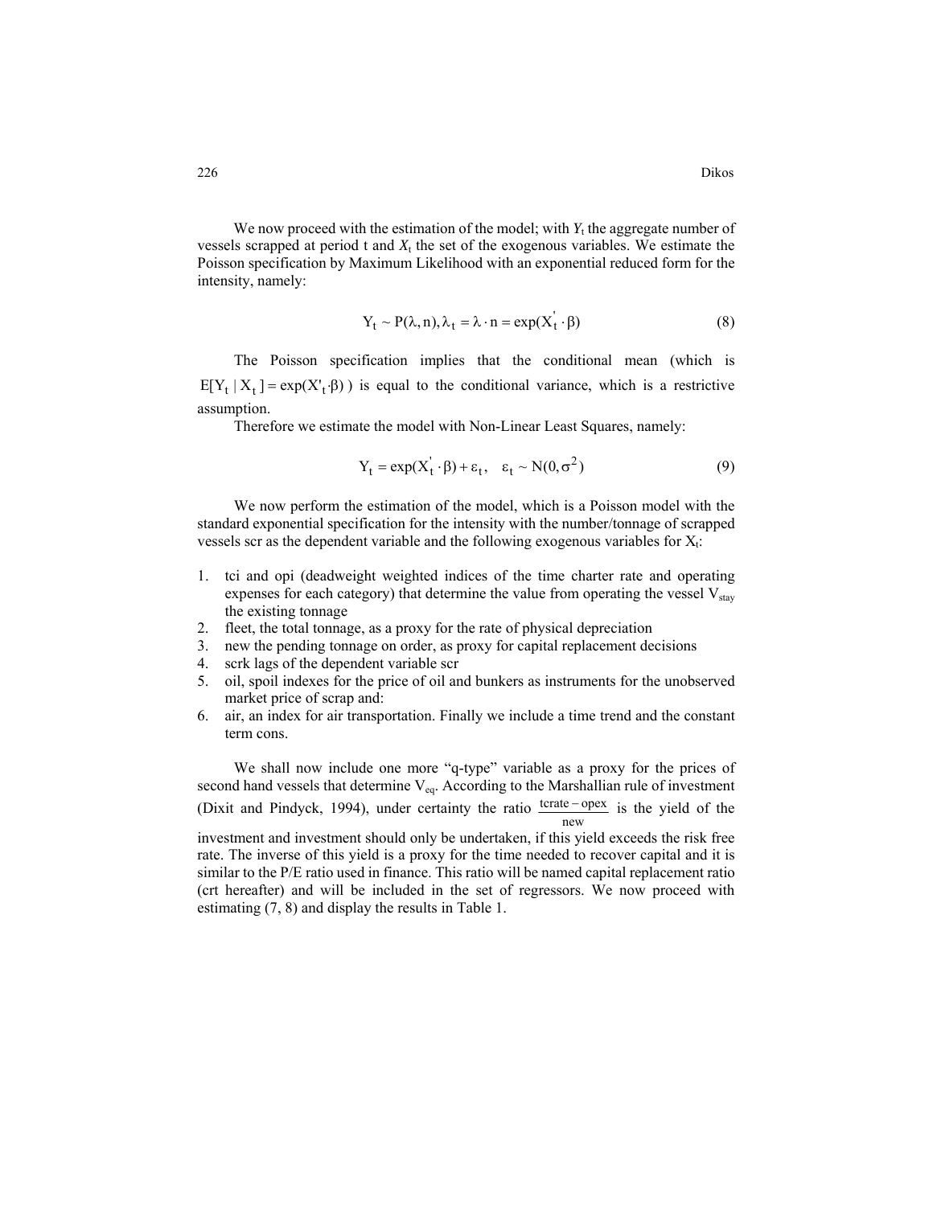We now proceed with the estimation of the model; with $Y_t$ the aggregate number of vessels scrapped at period t and $X_t$ the set of the exogenous variables. We estimate the Poisson specification by Maximum Likelihood with an exponential reduced form for the intensity, namely:

$$Y_t \sim P(\lambda, n), \lambda_t = \lambda \cdot n = \exp(X_t^{'} \cdot \beta) \tag{8}$$

The Poisson specification implies that the conditional mean (which is $E[Y_t \mid X_t] = \exp(X'_t \cdot \beta)$ ) is equal to the conditional variance, which is a restrictive assumption.

Therefore we estimate the model with Non-Linear Least Squares, namely:

$$Y_t = \exp(X_t^{'} \cdot \beta) + \varepsilon_t, \quad \varepsilon_t \sim N(0, \sigma^2) \tag{9}$$

We now perform the estimation of the model, which is a Poisson model with the standard exponential specification for the intensity with the number/tonnage of scrapped vessels scr as the dependent variable and the following exogenous variables for $X_t$:

1. tci and opi (deadweight weighted indices of the time charter rate and operating expenses for each category) that determine the value from operating the vessel $V_{stay}$ the existing tonnage
2. fleet, the total tonnage, as a proxy for the rate of physical depreciation
3. new the pending tonnage on order, as proxy for capital replacement decisions
4. scrk lags of the dependent variable scr
5. oil, spoil indexes for the price of oil and bunkers as instruments for the unobserved market price of scrap and:
6. air, an index for air transportation. Finally we include a time trend and the constant term cons.

We shall now include one more "q-type" variable as a proxy for the prices of second hand vessels that determine $V_{eq}$. According to the Marshallian rule of investment (Dixit and Pindyck, 1994), under certainty the ratio $\frac{\text{tcrate} - \text{opex}}{\text{new}}$ is the yield of the investment and investment should only be undertaken, if this yield exceeds the risk free rate. The inverse of this yield is a proxy for the time needed to recover capital and it is similar to the P/E ratio used in finance. This ratio will be named capital replacement ratio (crt hereafter) and will be included in the set of regressors. We now proceed with estimating (7, 8) and display the results in Table 1.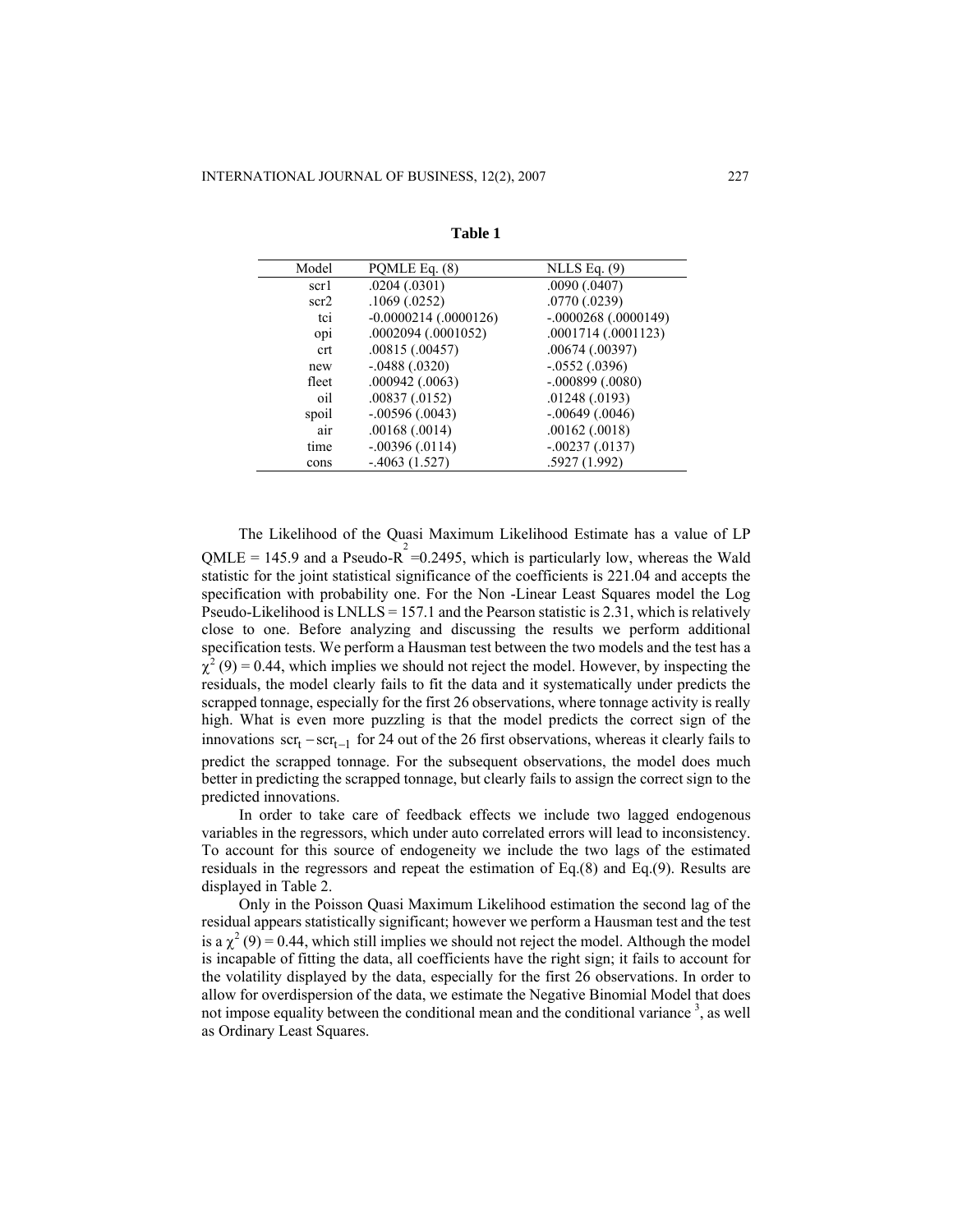**Table 1**

| Model | PQMLE Eq. (8) | NLLS Eq. (9) |
|---|---|---|
| scr1 | .0204 (.0301) | .0090 (.0407) |
| scr2 | .1069 (.0252) | .0770 (.0239) |
| tci | -0.0000214 (.0000126) | -.0000268 (.0000149) |
| opi | .0002094 (.0001052) | .0001714 (.0001123) |
| crt | .00815 (.00457) | .00674 (.00397) |
| new | -.0488 (.0320) | -.0552 (.0396) |
| fleet | .000942 (.0063) | -.000899 (.0080) |
| oil | .00837 (.0152) | .01248 (.0193) |
| spoil | -.00596 (.0043) | -.00649 (.0046) |
| air | .00168 (.0014) | .00162 (.0018) |
| time | -.00396 (.0114) | -.00237 (.0137) |
| cons | -.4063 (1.527) | .5927 (1.992) |

The Likelihood of the Quasi Maximum Likelihood Estimate has a value of LP QMLE = 145.9 and a Pseudo-$R^2$ =0.2495, which is particularly low, whereas the Wald statistic for the joint statistical significance of the coefficients is 221.04 and accepts the specification with probability one. For the Non -Linear Least Squares model the Log Pseudo-Likelihood is LNLLS = 157.1 and the Pearson statistic is 2.31, which is relatively close to one. Before analyzing and discussing the results we perform additional specification tests. We perform a Hausman test between the two models and the test has a $\chi^2(9) = 0.44$, which implies we should not reject the model. However, by inspecting the residuals, the model clearly fails to fit the data and it systematically under predicts the scrapped tonnage, especially for the first 26 observations, where tonnage activity is really high. What is even more puzzling is that the model predicts the correct sign of the innovations $\text{scr}_t - \text{scr}_{t-1}$ for 24 out of the 26 first observations, whereas it clearly fails to predict the scrapped tonnage. For the subsequent observations, the model does much better in predicting the scrapped tonnage, but clearly fails to assign the correct sign to the predicted innovations.

In order to take care of feedback effects we include two lagged endogenous variables in the regressors, which under auto correlated errors will lead to inconsistency. To account for this source of endogeneity we include the two lags of the estimated residuals in the regressors and repeat the estimation of Eq.(8) and Eq.(9). Results are displayed in Table 2.

Only in the Poisson Quasi Maximum Likelihood estimation the second lag of the residual appears statistically significant; however we perform a Hausman test and the test is a $\chi^2(9) = 0.44$, which still implies we should not reject the model. Although the model is incapable of fitting the data, all coefficients have the right sign; it fails to account for the volatility displayed by the data, especially for the first 26 observations. In order to allow for overdispersion of the data, we estimate the Negative Binomial Model that does not impose equality between the conditional mean and the conditional variance [3], as well as Ordinary Least Squares.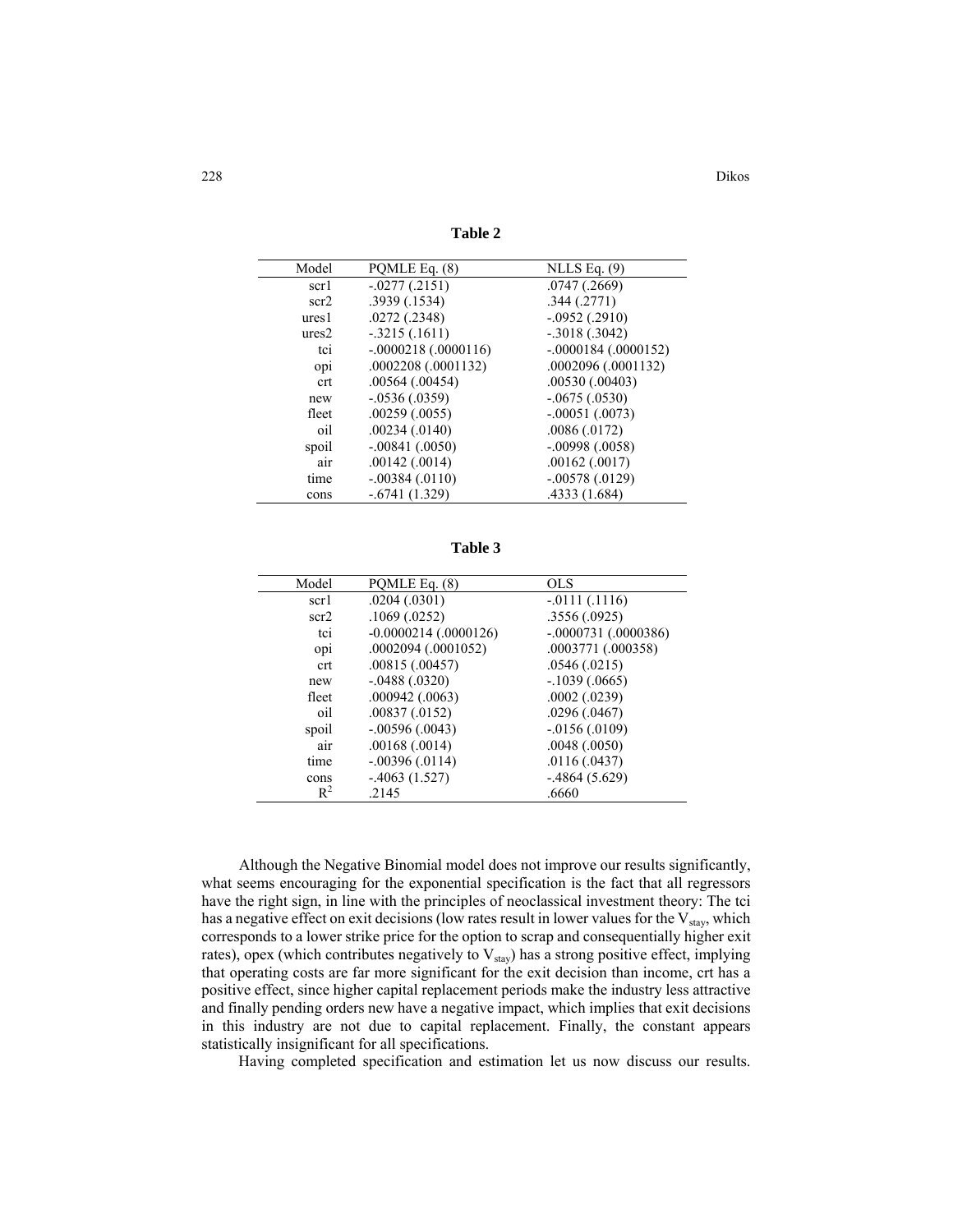**Table 2**

| Model | PQMLE Eq. (8) | NLLS Eq. (9) |
|---|---|---|
| scr1 | -.0277 (.2151) | .0747 (.2669) |
| scr2 | .3939 (.1534) | .344 (.2771) |
| ures1 | .0272 (.2348) | -.0952 (.2910) |
| ures2 | -.3215 (.1611) | -.3018 (.3042) |
| tci | -.0000218 (.0000116) | -.0000184 (.0000152) |
| opi | .0002208 (.0001132) | .0002096 (.0001132) |
| crt | .00564 (.00454) | .00530 (.00403) |
| new | -.0536 (.0359) | -.0675 (.0530) |
| fleet | .00259 (.0055) | -.00051 (.0073) |
| oil | .00234 (.0140) | .0086 (.0172) |
| spoil | -.00841 (.0050) | -.00998 (.0058) |
| air | .00142 (.0014) | .00162 (.0017) |
| time | -.00384 (.0110) | -.00578 (.0129) |
| cons | -.6741 (1.329) | .4333 (1.684) |

**Table 3**

| Model | PQMLE Eq. (8) | OLS |
|---|---|---|
| scr1 | .0204 (.0301) | -.0111 (.1116) |
| scr2 | .1069 (.0252) | .3556 (.0925) |
| tci | -0.0000214 (.0000126) | -.0000731 (.0000386) |
| opi | .0002094 (.0001052) | .0003771 (.000358) |
| crt | .00815 (.00457) | .0546 (.0215) |
| new | -.0488 (.0320) | -.1039 (.0665) |
| fleet | .000942 (.0063) | .0002 (.0239) |
| oil | .00837 (.0152) | .0296 (.0467) |
| spoil | -.00596 (.0043) | -.0156 (.0109) |
| air | .00168 (.0014) | .0048 (.0050) |
| time | -.00396 (.0114) | .0116 (.0437) |
| cons | -.4063 (1.527) | -.4864 (5.629) |
| $R^2$ | .2145 | .6660 |

Although the Negative Binomial model does not improve our results significantly, what seems encouraging for the exponential specification is the fact that all regressors have the right sign, in line with the principles of neoclassical investment theory: The tci has a negative effect on exit decisions (low rates result in lower values for the $V_{stay}$, which corresponds to a lower strike price for the option to scrap and consequentially higher exit rates), opex (which contributes negatively to $V_{stay}$) has a strong positive effect, implying that operating costs are far more significant for the exit decision than income, crt has a positive effect, since higher capital replacement periods make the industry less attractive and finally pending orders new have a negative impact, which implies that exit decisions in this industry are not due to capital replacement. Finally, the constant appears statistically insignificant for all specifications.

Having completed specification and estimation let us now discuss our results.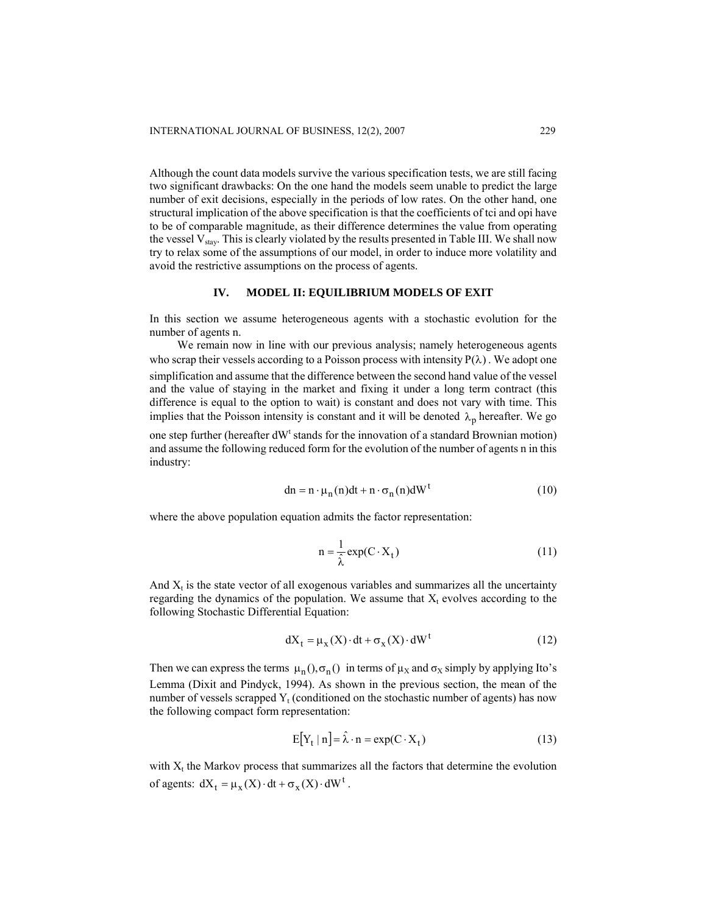Although the count data models survive the various specification tests, we are still facing two significant drawbacks: On the one hand the models seem unable to predict the large number of exit decisions, especially in the periods of low rates. On the other hand, one structural implication of the above specification is that the coefficients of tci and opi have to be of comparable magnitude, as their difference determines the value from operating the vessel $V_{stay}$. This is clearly violated by the results presented in Table III. We shall now try to relax some of the assumptions of our model, in order to induce more volatility and avoid the restrictive assumptions on the process of agents.

## IV. MODEL II: EQUILIBRIUM MODELS OF EXIT

In this section we assume heterogeneous agents with a stochastic evolution for the number of agents n.

We remain now in line with our previous analysis; namely heterogeneous agents who scrap their vessels according to a Poisson process with intensity $P(\lambda)$. We adopt one simplification and assume that the difference between the second hand value of the vessel and the value of staying in the market and fixing it under a long term contract (this difference is equal to the option to wait) is constant and does not vary with time. This implies that the Poisson intensity is constant and it will be denoted $\lambda_p$ hereafter. We go one step further (hereafter $dW^t$ stands for the innovation of a standard Brownian motion) and assume the following reduced form for the evolution of the number of agents n in this industry:

$$dn = n \cdot \mu_n(n)dt + n \cdot \sigma_n(n)dW^t \tag{10}$$

where the above population equation admits the factor representation:

$$n = \frac{1}{\hat{\lambda}} \exp(C \cdot X_t) \tag{11}$$

And $X_t$ is the state vector of all exogenous variables and summarizes all the uncertainty regarding the dynamics of the population. We assume that $X_t$ evolves according to the following Stochastic Differential Equation:

$$dX_t = \mu_x(X) \cdot dt + \sigma_x(X) \cdot dW^t \tag{12}$$

Then we can express the terms $\mu_n(), \sigma_n()$ in terms of $\mu_X$ and $\sigma_X$ simply by applying Ito's Lemma (Dixit and Pindyck, 1994). As shown in the previous section, the mean of the number of vessels scrapped $Y_t$ (conditioned on the stochastic number of agents) has now the following compact form representation:

$$E[Y_t \mid n] = \hat{\lambda} \cdot n = \exp(C \cdot X_t) \tag{13}$$

with $X_t$ the Markov process that summarizes all the factors that determine the evolution of agents: $dX_t = \mu_x(X) \cdot dt + \sigma_x(X) \cdot dW^t$.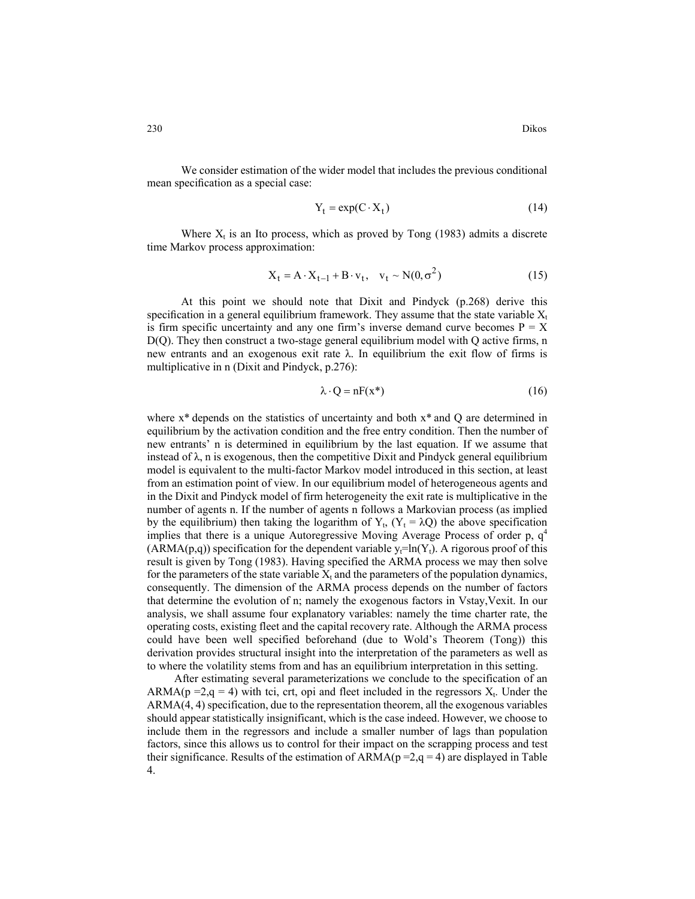We consider estimation of the wider model that includes the previous conditional mean specification as a special case:

$$Y_t = \exp(C \cdot X_t) \tag{14}$$

Where $X_t$ is an Ito process, which as proved by Tong (1983) admits a discrete time Markov process approximation:

$$X_t = A \cdot X_{t-1} + B \cdot v_t, \quad v_t \sim N(0, \sigma^2) \tag{15}$$

At this point we should note that Dixit and Pindyck (p.268) derive this specification in a general equilibrium framework. They assume that the state variable $X_t$ is firm specific uncertainty and any one firm's inverse demand curve becomes $P = X\,D(Q)$. They then construct a two-stage general equilibrium model with Q active firms, n new entrants and an exogenous exit rate $\lambda$. In equilibrium the exit flow of firms is multiplicative in n (Dixit and Pindyck, p.276):

$$\lambda \cdot Q = nF(x^*) \tag{16}$$

where x* depends on the statistics of uncertainty and both x* and Q are determined in equilibrium by the activation condition and the free entry condition. Then the number of new entrants' n is determined in equilibrium by the last equation. If we assume that instead of $\lambda$, n is exogenous, then the competitive Dixit and Pindyck general equilibrium model is equivalent to the multi-factor Markov model introduced in this section, at least from an estimation point of view. In our equilibrium model of heterogeneous agents and in the Dixit and Pindyck model of firm heterogeneity the exit rate is multiplicative in the number of agents n. If the number of agents n follows a Markovian process (as implied by the equilibrium) then taking the logarithm of $Y_t$, ($Y_t = \lambda Q$) the above specification implies that there is a unique Autoregressive Moving Average Process of order p, q[4] (ARMA(p,q)) specification for the dependent variable $y_t = \ln(Y_t)$. A rigorous proof of this result is given by Tong (1983). Having specified the ARMA process we may then solve for the parameters of the state variable $X_t$ and the parameters of the population dynamics, consequently. The dimension of the ARMA process depends on the number of factors that determine the evolution of n; namely the exogenous factors in Vstay,Vexit. In our analysis, we shall assume four explanatory variables: namely the time charter rate, the operating costs, existing fleet and the capital recovery rate. Although the ARMA process could have been well specified beforehand (due to Wold's Theorem (Tong)) this derivation provides structural insight into the interpretation of the parameters as well as to where the volatility stems from and has an equilibrium interpretation in this setting.

After estimating several parameterizations we conclude to the specification of an ARMA($p = 2, q = 4$) with tci, crt, opi and fleet included in the regressors $X_t$. Under the ARMA(4, 4) specification, due to the representation theorem, all the exogenous variables should appear statistically insignificant, which is the case indeed. However, we choose to include them in the regressors and include a smaller number of lags than population factors, since this allows us to control for their impact on the scrapping process and test their significance. Results of the estimation of ARMA($p = 2, q = 4$) are displayed in Table 4.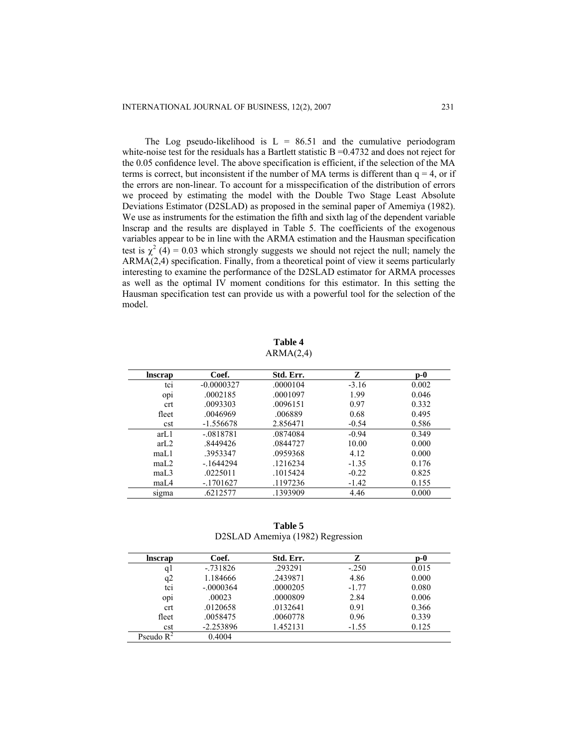The Log pseudo-likelihood is L = 86.51 and the cumulative periodogram white-noise test for the residuals has a Bartlett statistic B =0.4732 and does not reject for the 0.05 confidence level. The above specification is efficient, if the selection of the MA terms is correct, but inconsistent if the number of MA terms is different than q = 4, or if the errors are non-linear. To account for a misspecification of the distribution of errors we proceed by estimating the model with the Double Two Stage Least Absolute Deviations Estimator (D2SLAD) as proposed in the seminal paper of Amemiya (1982). We use as instruments for the estimation the fifth and sixth lag of the dependent variable lnscrap and the results are displayed in Table 5. The coefficients of the exogenous variables appear to be in line with the ARMA estimation and the Hausman specification test is $\chi^2$ (4) = 0.03 which strongly suggests we should not reject the null; namely the ARMA(2,4) specification. Finally, from a theoretical point of view it seems particularly interesting to examine the performance of the D2SLAD estimator for ARMA processes as well as the optimal IV moment conditions for this estimator. In this setting the Hausman specification test can provide us with a powerful tool for the selection of the model.

**Table 4**
ARMA(2,4)

| **lnscrap** | **Coef.** | **Std. Err.** | **Z** | **p-0** |
|---|---|---|---|---|
| tci | -0.0000327 | .0000104 | -3.16 | 0.002 |
| opi | .0002185 | .0001097 | 1.99 | 0.046 |
| crt | .0093303 | .0096151 | 0.97 | 0.332 |
| fleet | .0046969 | .006889 | 0.68 | 0.495 |
| cst | -1.556678 | 2.856471 | -0.54 | 0.586 |
| arL1 | -.0818781 | .0874084 | -0.94 | 0.349 |
| arL2 | .8449426 | .0844727 | 10.00 | 0.000 |
| maL1 | .3953347 | .0959368 | 4.12 | 0.000 |
| maL2 | -.1644294 | .1216234 | -1.35 | 0.176 |
| maL3 | .0225011 | .1015424 | -0.22 | 0.825 |
| maL4 | -.1701627 | .1197236 | -1.42 | 0.155 |
| sigma | .6212577 | .1393909 | 4.46 | 0.000 |

**Table 5**
D2SLAD Amemiya (1982) Regression

| **lnscrap** | **Coef.** | **Std. Err.** | **Z** | **p-0** |
|---|---|---|---|---|
| q1 | -.731826 | .293291 | -.250 | 0.015 |
| q2 | 1.184666 | .2439871 | 4.86 | 0.000 |
| tci | -.0000364 | .0000205 | -1.77 | 0.080 |
| opi | .00023 | .0000809 | 2.84 | 0.006 |
| crt | .0120658 | .0132641 | 0.91 | 0.366 |
| fleet | .0058475 | .0060778 | 0.96 | 0.339 |
| cst | -2.253896 | 1.452131 | -1.55 | 0.125 |
| Pseudo $R^2$ | 0.4004 | | | |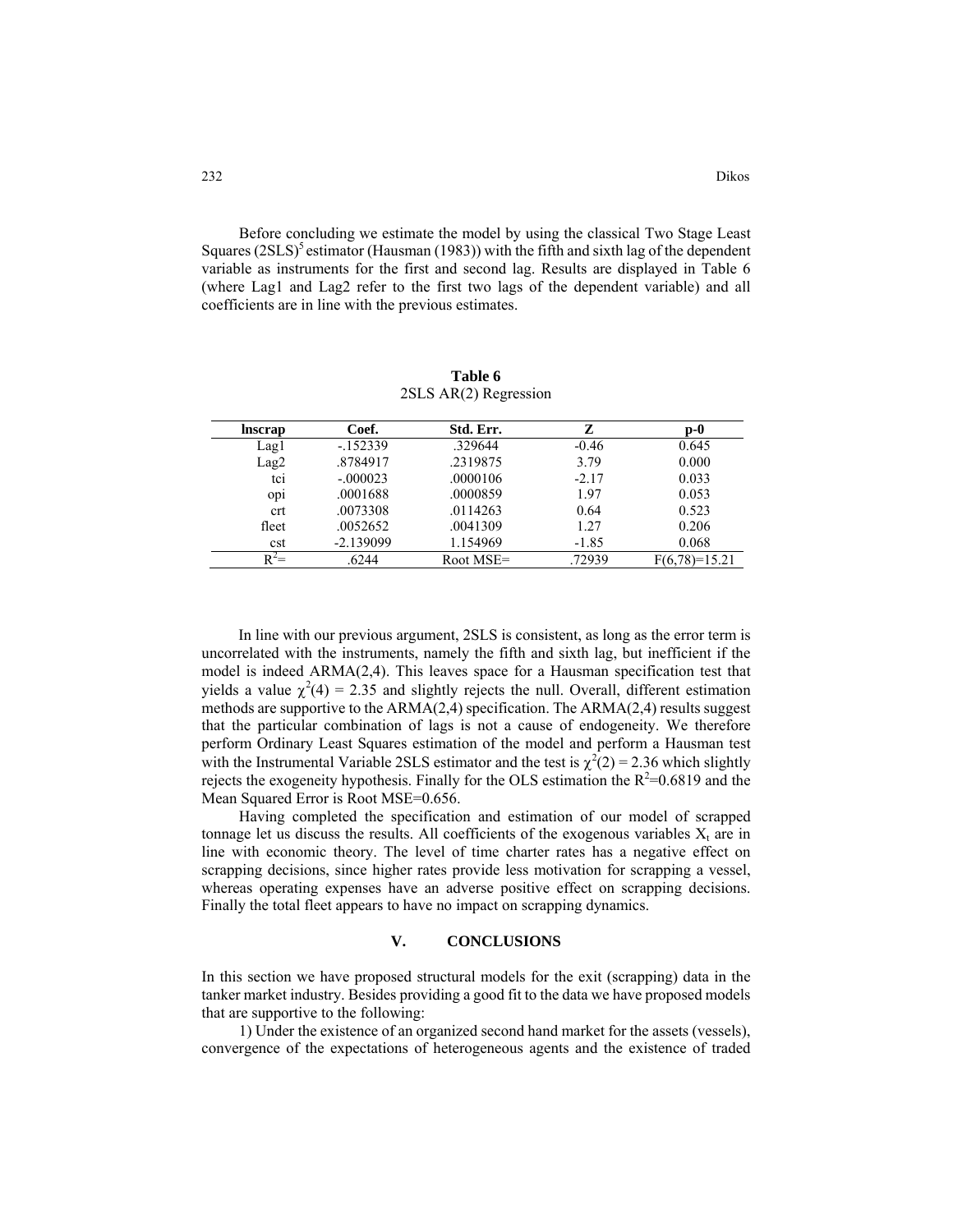Before concluding we estimate the model by using the classical Two Stage Least Squares (2SLS)[5] estimator (Hausman (1983)) with the fifth and sixth lag of the dependent variable as instruments for the first and second lag. Results are displayed in Table 6 (where Lag1 and Lag2 refer to the first two lags of the dependent variable) and all coefficients are in line with the previous estimates.

**Table 6**

2SLS AR(2) Regression

| **lnscrap** | **Coef.** | **Std. Err.** | **Z** | **p-0** |
|---|---|---|---|---|
| Lag1 | -.152339 | .329644 | -0.46 | 0.645 |
| Lag2 | .8784917 | .2319875 | 3.79 | 0.000 |
| tci | -.000023 | .0000106 | -2.17 | 0.033 |
| opi | .0001688 | .0000859 | 1.97 | 0.053 |
| crt | .0073308 | .0114263 | 0.64 | 0.523 |
| fleet | .0052652 | .0041309 | 1.27 | 0.206 |
| cst | -2.139099 | 1.154969 | -1.85 | 0.068 |
| $R^2$= | .6244 | Root MSE= | .72939 | $F(6,78)=15.21$ |

In line with our previous argument, 2SLS is consistent, as long as the error term is uncorrelated with the instruments, namely the fifth and sixth lag, but inefficient if the model is indeed ARMA(2,4). This leaves space for a Hausman specification test that yields a value $\chi^2(4) = 2.35$ and slightly rejects the null. Overall, different estimation methods are supportive to the ARMA(2,4) specification. The ARMA(2,4) results suggest that the particular combination of lags is not a cause of endogeneity. We therefore perform Ordinary Least Squares estimation of the model and perform a Hausman test with the Instrumental Variable 2SLS estimator and the test is $\chi^2(2) = 2.36$ which slightly rejects the exogeneity hypothesis. Finally for the OLS estimation the $R^2$=0.6819 and the Mean Squared Error is Root MSE=0.656.

Having completed the specification and estimation of our model of scrapped tonnage let us discuss the results. All coefficients of the exogenous variables $X_t$ are in line with economic theory. The level of time charter rates has a negative effect on scrapping decisions, since higher rates provide less motivation for scrapping a vessel, whereas operating expenses have an adverse positive effect on scrapping decisions. Finally the total fleet appears to have no impact on scrapping dynamics.

## V. CONCLUSIONS

In this section we have proposed structural models for the exit (scrapping) data in the tanker market industry. Besides providing a good fit to the data we have proposed models that are supportive to the following:

1) Under the existence of an organized second hand market for the assets (vessels), convergence of the expectations of heterogeneous agents and the existence of traded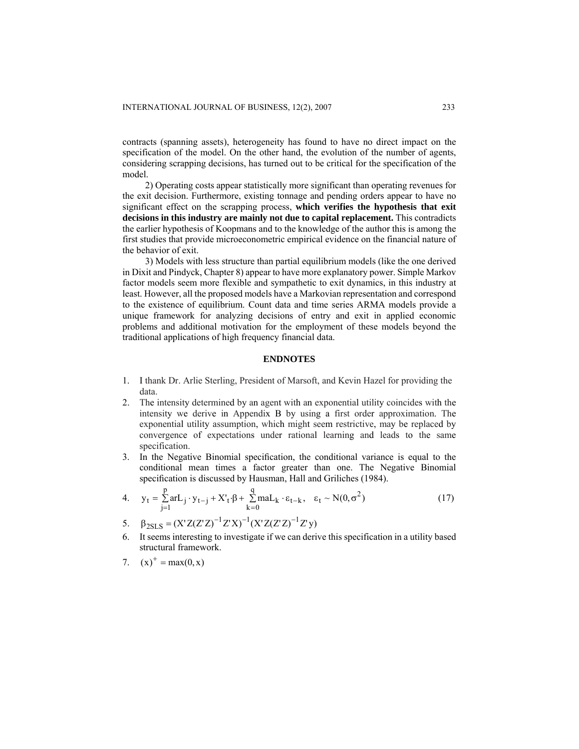contracts (spanning assets), heterogeneity has found to have no direct impact on the specification of the model. On the other hand, the evolution of the number of agents, considering scrapping decisions, has turned out to be critical for the specification of the model.

2) Operating costs appear statistically more significant than operating revenues for the exit decision. Furthermore, existing tonnage and pending orders appear to have no significant effect on the scrapping process, **which verifies the hypothesis that exit decisions in this industry are mainly not due to capital replacement.** This contradicts the earlier hypothesis of Koopmans and to the knowledge of the author this is among the first studies that provide microeconometric empirical evidence on the financial nature of the behavior of exit.

3) Models with less structure than partial equilibrium models (like the one derived in Dixit and Pindyck, Chapter 8) appear to have more explanatory power. Simple Markov factor models seem more flexible and sympathetic to exit dynamics, in this industry at least. However, all the proposed models have a Markovian representation and correspond to the existence of equilibrium. Count data and time series ARMA models provide a unique framework for analyzing decisions of entry and exit in applied economic problems and additional motivation for the employment of these models beyond the traditional applications of high frequency financial data.

## ENDNOTES

1. I thank Dr. Arlie Sterling, President of Marsoft, and Kevin Hazel for providing the data.
2. The intensity determined by an agent with an exponential utility coincides with the intensity we derive in Appendix B by using a first order approximation. The exponential utility assumption, which might seem restrictive, may be replaced by convergence of expectations under rational learning and leads to the same specification.
3. In the Negative Binomial specification, the conditional variance is equal to the conditional mean times a factor greater than one. The Negative Binomial specification is discussed by Hausman, Hall and Griliches (1984).
4. $$y_t = \sum_{j=1}^{p} arL_j \cdot y_{t-j} + X'_t \cdot \beta + \sum_{k=0}^{q} maL_k \cdot \varepsilon_{t-k}, \quad \varepsilon_t \sim N(0, \sigma^2) \tag{17}$$
5. $\beta_{2SLS} = (X'Z(Z'Z)^{-1}Z'X)^{-1}(X'Z(Z'Z)^{-1}Z'y)$
6. It seems interesting to investigate if we can derive this specification in a utility based structural framework.
7. $(x)^+ = \max(0, x)$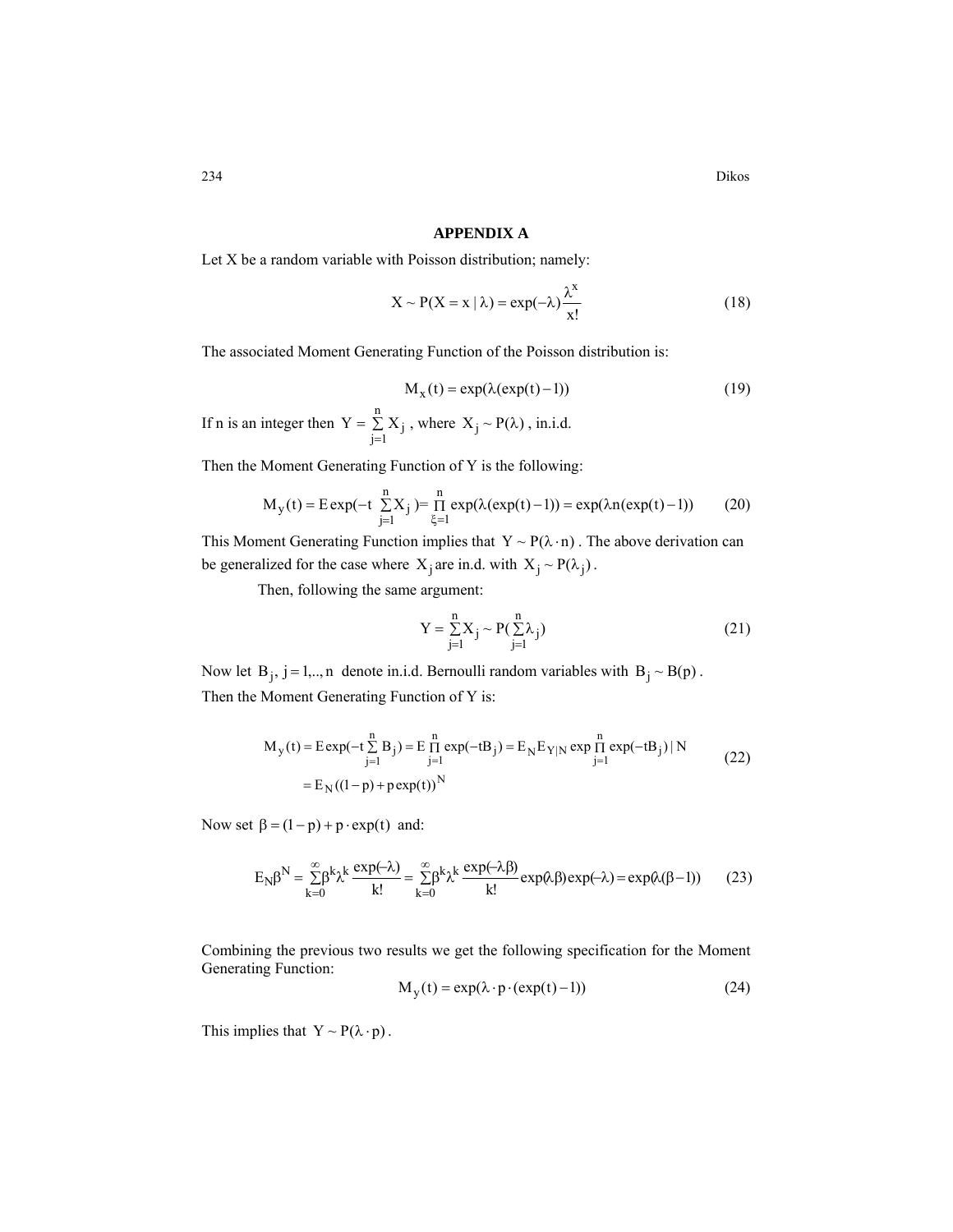## APPENDIX A

Let X be a random variable with Poisson distribution; namely:

$$X \sim P(X = x \mid \lambda) = \exp(-\lambda)\frac{\lambda^x}{x!} \tag{18}$$

The associated Moment Generating Function of the Poisson distribution is:

$$M_x(t) = \exp(\lambda(\exp(t) - 1)) \tag{19}$$

If n is an integer then $Y = \sum_{j=1}^{n} X_j$ , where $X_j \sim P(\lambda)$ , in.i.d.

Then the Moment Generating Function of Y is the following:

$$M_y(t) = E\exp(-t \sum_{j=1}^{n} X_j) = \prod_{\xi=1}^{n} \exp(\lambda(\exp(t) - 1)) = \exp(\lambda n(\exp(t) - 1)) \tag{20}$$

This Moment Generating Function implies that $Y \sim P(\lambda \cdot n)$ . The above derivation can be generalized for the case where $X_j$ are in.d. with $X_j \sim P(\lambda_j)$ .

Then, following the same argument:

$$Y = \sum_{j=1}^{n} X_j \sim P(\sum_{j=1}^{n} \lambda_j) \tag{21}$$

Now let $B_j,\ j = 1,..,n$ denote in.i.d. Bernoulli random variables with $B_j \sim B(p)$ .
Then the Moment Generating Function of Y is:

$$\begin{aligned} M_y(t) &= E\exp(-t\sum_{j=1}^{n} B_j) = E\prod_{j=1}^{n}\exp(-tB_j) = E_N E_{Y|N}\exp\prod_{j=1}^{n}\exp(-tB_j) \mid N \\ &= E_N((1-p) + p\exp(t))^N \end{aligned} \tag{22}$$

Now set $\beta = (1 - p) + p \cdot \exp(t)$ and:

$$E_N\beta^N = \sum_{k=0}^{\infty}\beta^k\lambda^k\frac{\exp(-\lambda)}{k!} = \sum_{k=0}^{\infty}\beta^k\lambda^k\frac{\exp(-\lambda\beta)}{k!}\exp(\lambda\beta)\exp(-\lambda) = \exp(\lambda(\beta - 1)) \tag{23}$$

Combining the previous two results we get the following specification for the Moment Generating Function:

$$M_y(t) = \exp(\lambda \cdot p \cdot (\exp(t) - 1)) \tag{24}$$

This implies that $Y \sim P(\lambda \cdot p)$ .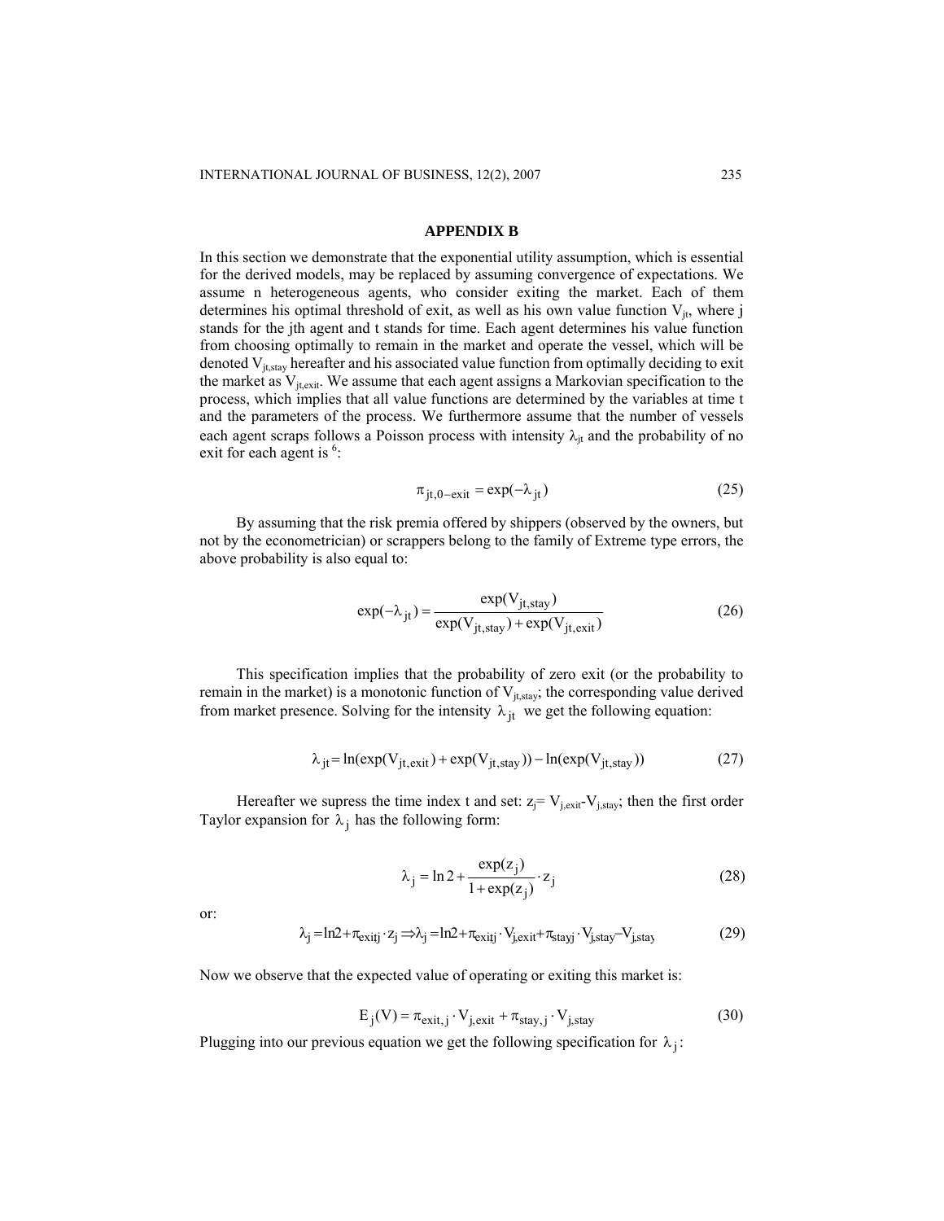## APPENDIX B

In this section we demonstrate that the exponential utility assumption, which is essential for the derived models, may be replaced by assuming convergence of expectations. We assume n heterogeneous agents, who consider exiting the market. Each of them determines his optimal threshold of exit, as well as his own value function $V_{jt}$, where j stands for the jth agent and t stands for time. Each agent determines his value function from choosing optimally to remain in the market and operate the vessel, which will be denoted $V_{jt,stay}$ hereafter and his associated value function from optimally deciding to exit the market as $V_{jt,exit}$. We assume that each agent assigns a Markovian specification to the process, which implies that all value functions are determined by the variables at time t and the parameters of the process. We furthermore assume that the number of vessels each agent scraps follows a Poisson process with intensity $\lambda_{jt}$ and the probability of no exit for each agent is [6]:

$$\pi_{jt,0-exit} = \exp(-\lambda_{jt}) \tag{25}$$

By assuming that the risk premia offered by shippers (observed by the owners, but not by the econometrician) or scrappers belong to the family of Extreme type errors, the above probability is also equal to:

$$\exp(-\lambda_{jt}) = \frac{\exp(V_{jt,stay})}{\exp(V_{jt,stay}) + \exp(V_{jt,exit})} \tag{26}$$

This specification implies that the probability of zero exit (or the probability to remain in the market) is a monotonic function of $V_{jt,stay}$; the corresponding value derived from market presence. Solving for the intensity $\lambda_{jt}$ we get the following equation:

$$\lambda_{jt} = \ln(\exp(V_{jt,exit}) + \exp(V_{jt,stay})) - \ln(\exp(V_{jt,stay})) \tag{27}$$

Hereafter we supress the time index t and set: $z_j = V_{j,exit} - V_{j,stay}$; then the first order Taylor expansion for $\lambda_j$ has the following form:

$$\lambda_j = \ln 2 + \frac{\exp(z_j)}{1+\exp(z_j)} \cdot z_j \tag{28}$$

or:

$$\lambda_j = \ln 2 + \pi_{exit,j} \cdot z_j \Rightarrow \lambda_j = \ln 2 + \pi_{exit,j} \cdot V_{j,exit} + \pi_{stay,j} \cdot V_{j,stay} - V_{j,stay} \tag{29}$$

Now we observe that the expected value of operating or exiting this market is:

$$E_j(V) = \pi_{exit,j} \cdot V_{j,exit} + \pi_{stay,j} \cdot V_{j,stay} \tag{30}$$

Plugging into our previous equation we get the following specification for $\lambda_j$: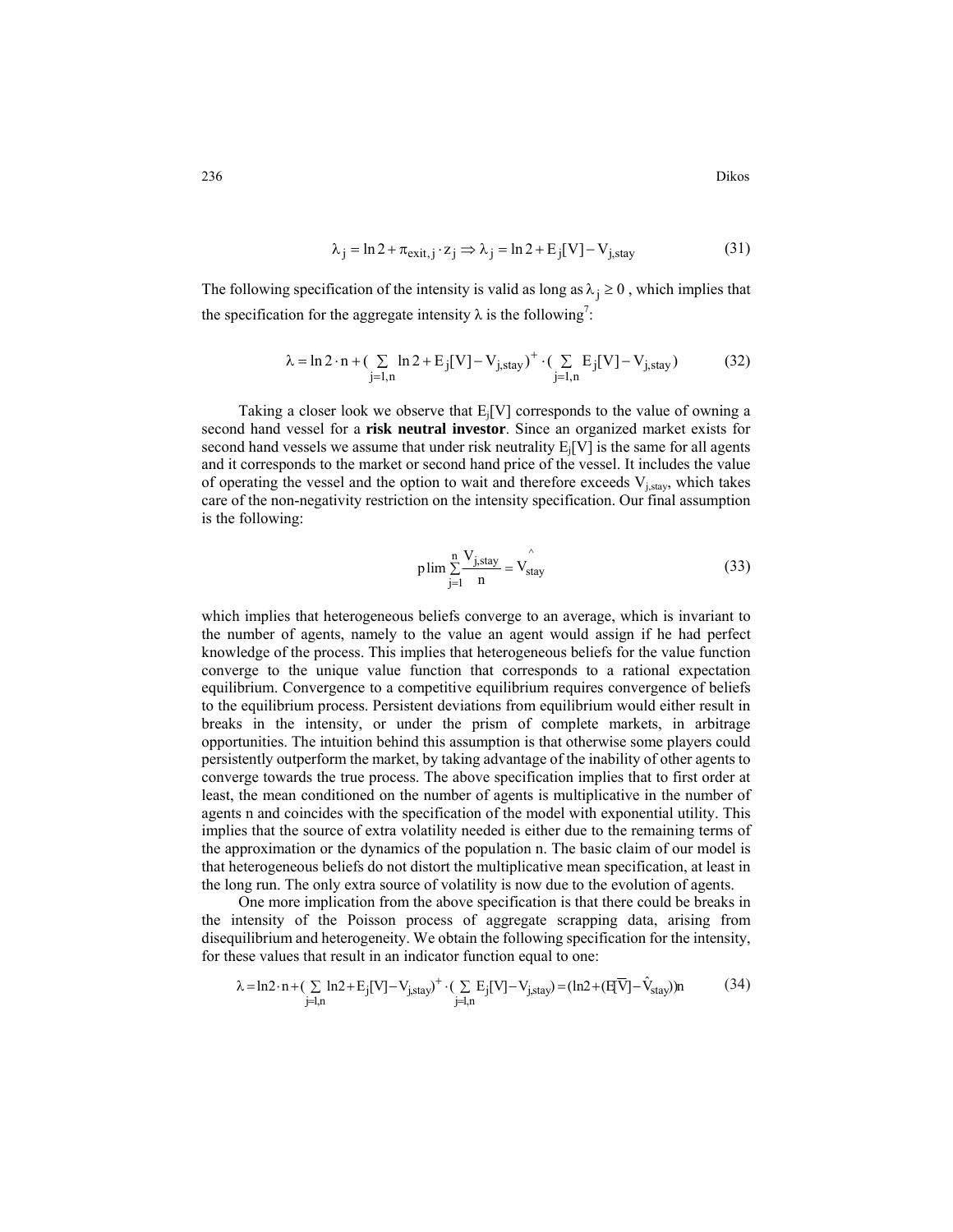$$\lambda_j = \ln 2 + \pi_{exit,j} \cdot z_j \Rightarrow \lambda_j = \ln 2 + E_j[V] - V_{j,stay} \tag{31}$$

The following specification of the intensity is valid as long as $\lambda_j \geq 0$, which implies that the specification for the aggregate intensity $\lambda$ is the following[7]:

$$\lambda = \ln 2 \cdot n + (\sum_{j=1,n} \ln 2 + E_j[V] - V_{j,stay})^+ \cdot (\sum_{j=1,n} E_j[V] - V_{j,stay}) \tag{32}$$

Taking a closer look we observe that $E_j[V]$ corresponds to the value of owning a second hand vessel for a **risk neutral investor**. Since an organized market exists for second hand vessels we assume that under risk neutrality $E_j[V]$ is the same for all agents and it corresponds to the market or second hand price of the vessel. It includes the value of operating the vessel and the option to wait and therefore exceeds $V_{j,stay}$, which takes care of the non-negativity restriction on the intensity specification. Our final assumption is the following:

$$\text{plim} \sum_{j=1}^{n} \frac{V_{j,stay}}{n} = \hat{V}_{stay} \tag{33}$$

which implies that heterogeneous beliefs converge to an average, which is invariant to the number of agents, namely to the value an agent would assign if he had perfect knowledge of the process. This implies that heterogeneous beliefs for the value function converge to the unique value function that corresponds to a rational expectation equilibrium. Convergence to a competitive equilibrium requires convergence of beliefs to the equilibrium process. Persistent deviations from equilibrium would either result in breaks in the intensity, or under the prism of complete markets, in arbitrage opportunities. The intuition behind this assumption is that otherwise some players could persistently outperform the market, by taking advantage of the inability of other agents to converge towards the true process. The above specification implies that to first order at least, the mean conditioned on the number of agents is multiplicative in the number of agents n and coincides with the specification of the model with exponential utility. This implies that the source of extra volatility needed is either due to the remaining terms of the approximation or the dynamics of the population n. The basic claim of our model is that heterogeneous beliefs do not distort the multiplicative mean specification, at least in the long run. The only extra source of volatility is now due to the evolution of agents.

One more implication from the above specification is that there could be breaks in the intensity of the Poisson process of aggregate scrapping data, arising from disequilibrium and heterogeneity. We obtain the following specification for the intensity, for these values that result in an indicator function equal to one:

$$\lambda = \ln 2 \cdot n + (\sum_{j=1,n} \ln 2 + E_j[V] - V_{j,stay})^+ \cdot (\sum_{j=1,n} E_j[V] - V_{j,stay}) = (\ln 2 + (E[\overline{V}] - \hat{V}_{stay}))n \tag{34}$$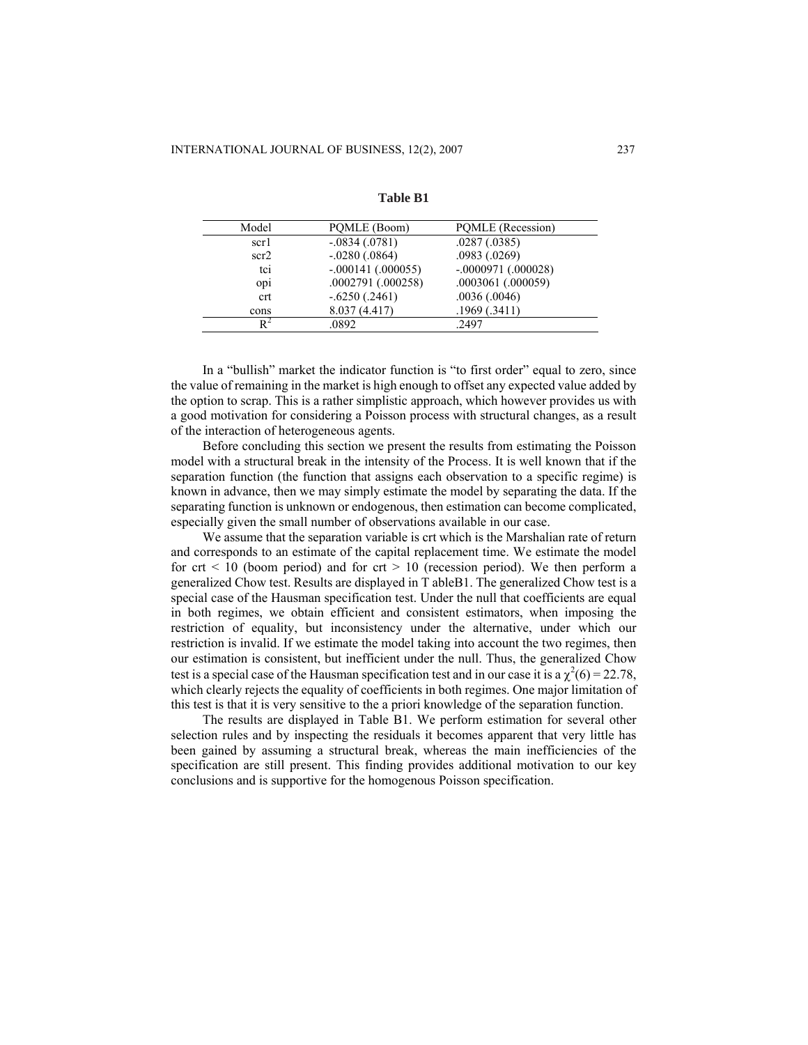**Table B1**

| Model | PQMLE (Boom) | PQMLE (Recession) |
|---|---|---|
| scr1 | -.0834 (.0781) | .0287 (.0385) |
| scr2 | -.0280 (.0864) | .0983 (.0269) |
| tci | -.000141 (.000055) | -.0000971 (.000028) |
| opi | .0002791 (.000258) | .0003061 (.000059) |
| crt | -.6250 (.2461) | .0036 (.0046) |
| cons | 8.037 (4.417) | .1969 (.3411) |
| $R^2$ | .0892 | .2497 |

In a "bullish" market the indicator function is "to first order" equal to zero, since the value of remaining in the market is high enough to offset any expected value added by the option to scrap. This is a rather simplistic approach, which however provides us with a good motivation for considering a Poisson process with structural changes, as a result of the interaction of heterogeneous agents.

Before concluding this section we present the results from estimating the Poisson model with a structural break in the intensity of the Process. It is well known that if the separation function (the function that assigns each observation to a specific regime) is known in advance, then we may simply estimate the model by separating the data. If the separating function is unknown or endogenous, then estimation can become complicated, especially given the small number of observations available in our case.

We assume that the separation variable is crt which is the Marshalian rate of return and corresponds to an estimate of the capital replacement time. We estimate the model for crt < 10 (boom period) and for crt > 10 (recession period). We then perform a generalized Chow test. Results are displayed in T ableB1. The generalized Chow test is a special case of the Hausman specification test. Under the null that coefficients are equal in both regimes, we obtain efficient and consistent estimators, when imposing the restriction of equality, but inconsistency under the alternative, under which our restriction is invalid. If we estimate the model taking into account the two regimes, then our estimation is consistent, but inefficient under the null. Thus, the generalized Chow test is a special case of the Hausman specification test and in our case it is a $\chi^2(6) = 22.78$, which clearly rejects the equality of coefficients in both regimes. One major limitation of this test is that it is very sensitive to the a priori knowledge of the separation function.

The results are displayed in Table B1. We perform estimation for several other selection rules and by inspecting the residuals it becomes apparent that very little has been gained by assuming a structural break, whereas the main inefficiencies of the specification are still present. This finding provides additional motivation to our key conclusions and is supportive for the homogenous Poisson specification.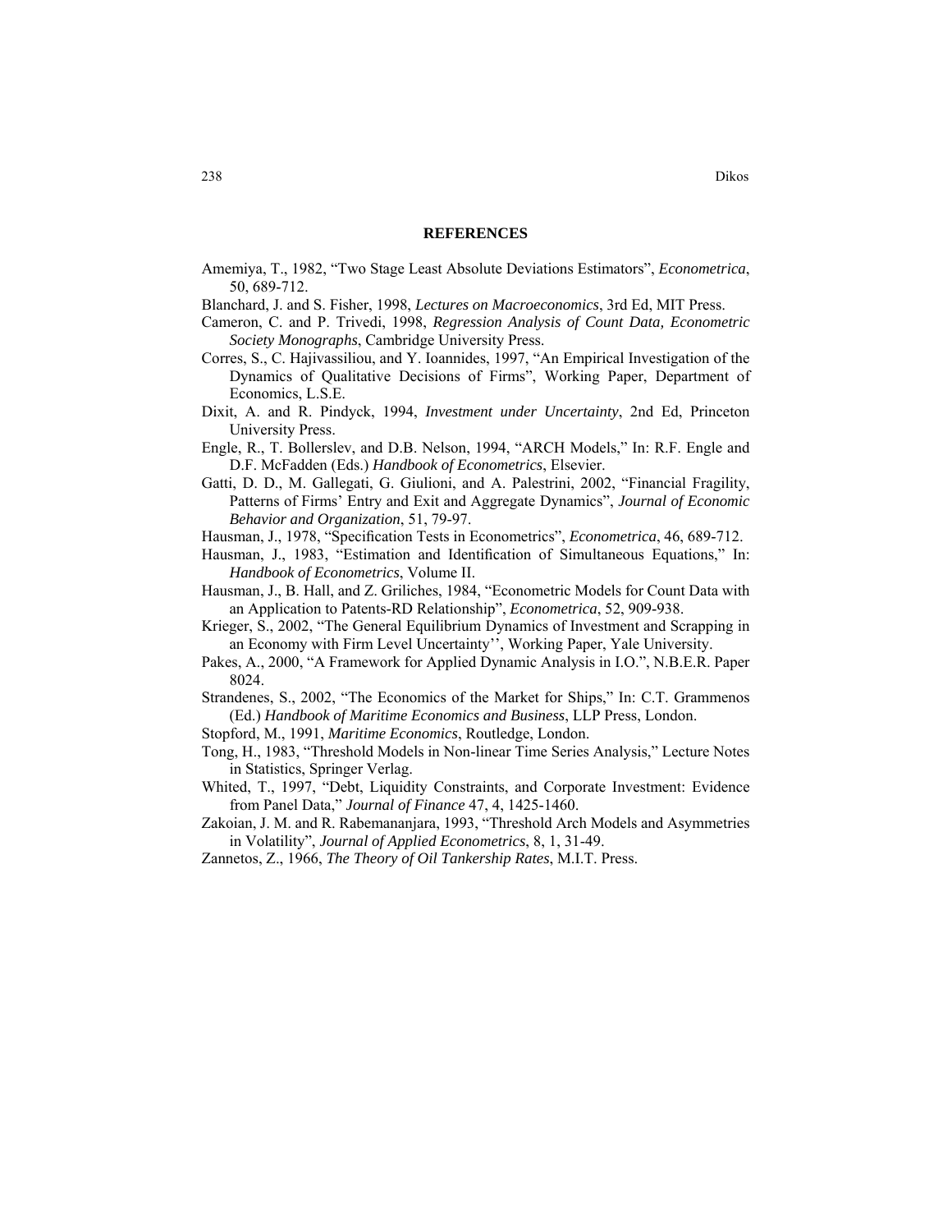## REFERENCES

Amemiya, T., 1982, "Two Stage Least Absolute Deviations Estimators", *Econometrica*, 50, 689-712.

Blanchard, J. and S. Fisher, 1998, *Lectures on Macroeconomics*, 3rd Ed, MIT Press.

Cameron, C. and P. Trivedi, 1998, *Regression Analysis of Count Data, Econometric Society Monographs*, Cambridge University Press.

Corres, S., C. Hajivassiliou, and Y. Ioannides, 1997, "An Empirical Investigation of the Dynamics of Qualitative Decisions of Firms", Working Paper, Department of Economics, L.S.E.

Dixit, A. and R. Pindyck, 1994, *Investment under Uncertainty*, 2nd Ed, Princeton University Press.

Engle, R., T. Bollerslev, and D.B. Nelson, 1994, "ARCH Models," In: R.F. Engle and D.F. McFadden (Eds.) *Handbook of Econometrics*, Elsevier.

Gatti, D. D., M. Gallegati, G. Giulioni, and A. Palestrini, 2002, "Financial Fragility, Patterns of Firms' Entry and Exit and Aggregate Dynamics", *Journal of Economic Behavior and Organization*, 51, 79-97.

Hausman, J., 1978, "Specification Tests in Econometrics", *Econometrica*, 46, 689-712.

Hausman, J., 1983, "Estimation and Identification of Simultaneous Equations," In: *Handbook of Econometrics*, Volume II.

Hausman, J., B. Hall, and Z. Griliches, 1984, "Econometric Models for Count Data with an Application to Patents-RD Relationship", *Econometrica*, 52, 909-938.

Krieger, S., 2002, "The General Equilibrium Dynamics of Investment and Scrapping in an Economy with Firm Level Uncertainty'', Working Paper, Yale University.

Pakes, A., 2000, "A Framework for Applied Dynamic Analysis in I.O.", N.B.E.R. Paper 8024.

Strandenes, S., 2002, "The Economics of the Market for Ships," In: C.T. Grammenos (Ed.) *Handbook of Maritime Economics and Business*, LLP Press, London.

Stopford, M., 1991, *Maritime Economics*, Routledge, London.

Tong, H., 1983, "Threshold Models in Non-linear Time Series Analysis," Lecture Notes in Statistics, Springer Verlag.

Whited, T., 1997, "Debt, Liquidity Constraints, and Corporate Investment: Evidence from Panel Data," *Journal of Finance* 47, 4, 1425-1460.

Zakoian, J. M. and R. Rabemananjara, 1993, "Threshold Arch Models and Asymmetries in Volatility", *Journal of Applied Econometrics*, 8, 1, 31-49.

Zannetos, Z., 1966, *The Theory of Oil Tankership Rates*, M.I.T. Press.